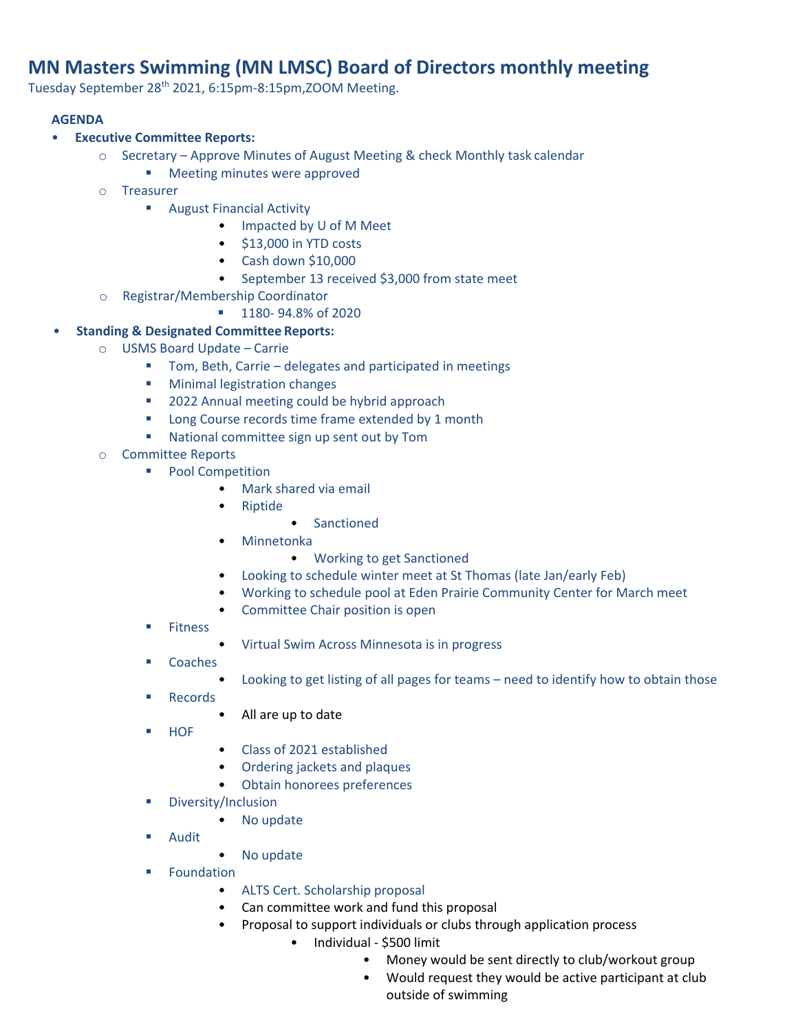# MN Masters Swimming (MN LMSC) Board of Directors monthly meeting

Tuesday September 28th 2021, 6:15pm-8:15pm,ZOOM Meeting.

**AGENDA**

- **Executive Committee Reports:**
  - Secretary – Approve Minutes of August Meeting & check Monthly task calendar
    - Meeting minutes were approved
  - Treasurer
    - August Financial Activity
      - Impacted by U of M Meet
      - $13,000 in YTD costs
      - Cash down $10,000
      - September 13 received $3,000 from state meet
  - Registrar/Membership Coordinator
    - 1180- 94.8% of 2020
- **Standing & Designated Committee Reports:**
  - USMS Board Update – Carrie
    - Tom, Beth, Carrie – delegates and participated in meetings
    - Minimal legistration changes
    - 2022 Annual meeting could be hybrid approach
    - Long Course records time frame extended by 1 month
    - National committee sign up sent out by Tom
  - Committee Reports
    - Pool Competition
      - Mark shared via email
      - Riptide
        - Sanctioned
      - Minnetonka
        - Working to get Sanctioned
      - Looking to schedule winter meet at St Thomas (late Jan/early Feb)
      - Working to schedule pool at Eden Prairie Community Center for March meet
      - Committee Chair position is open
    - Fitness
      - Virtual Swim Across Minnesota is in progress
    - Coaches
      - Looking to get listing of all pages for teams – need to identify how to obtain those
    - Records
      - All are up to date
    - HOF
      - Class of 2021 established
      - Ordering jackets and plaques
      - Obtain honorees preferences
    - Diversity/Inclusion
      - No update
    - Audit
      - No update
    - Foundation
      - ALTS Cert. Scholarship proposal
      - Can committee work and fund this proposal
      - Proposal to support individuals or clubs through application process
        - Individual - $500 limit
          - Money would be sent directly to club/workout group
          - Would request they would be active participant at club outside of swimming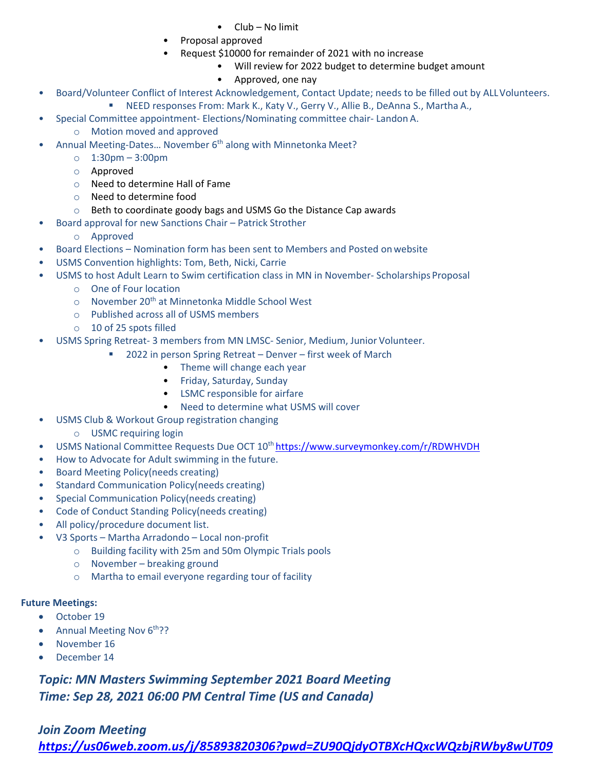- Club – No limit
        - Proposal approved
        - Request $10000 for remainder of 2021 with no increase
            - Will review for 2022 budget to determine budget amount
            - Approved, one nay
- Board/Volunteer Conflict of Interest Acknowledgement, Contact Update; needs to be filled out by ALL Volunteers.
    - NEED responses From: Mark K., Katy V., Gerry V., Allie B., DeAnna S., Martha A.,
- Special Committee appointment- Elections/Nominating committee chair- Landon A.
    - Motion moved and approved
- Annual Meeting-Dates… November 6th along with Minnetonka Meet?
    - 1:30pm – 3:00pm
    - Approved
    - Need to determine Hall of Fame
    - Need to determine food
    - Beth to coordinate goody bags and USMS Go the Distance Cap awards
- Board approval for new Sanctions Chair – Patrick Strother
    - Approved
- Board Elections – Nomination form has been sent to Members and Posted on website
- USMS Convention highlights: Tom, Beth, Nicki, Carrie
- USMS to host Adult Learn to Swim certification class in MN in November- Scholarships Proposal
    - One of Four location
    - November 20th at Minnetonka Middle School West
    - Published across all of USMS members
    - 10 of 25 spots filled
- USMS Spring Retreat- 3 members from MN LMSC- Senior, Medium, Junior Volunteer.
    - 2022 in person Spring Retreat – Denver – first week of March
        - Theme will change each year
        - Friday, Saturday, Sunday
        - LSMC responsible for airfare
        - Need to determine what USMS will cover
- USMS Club & Workout Group registration changing
    - USMC requiring login
- USMS National Committee Requests Due OCT 10th https://www.surveymonkey.com/r/RDWHVDH
- How to Advocate for Adult swimming in the future.
- Board Meeting Policy(needs creating)
- Standard Communication Policy(needs creating)
- Special Communication Policy(needs creating)
- Code of Conduct Standing Policy(needs creating)
- All policy/procedure document list.
- V3 Sports – Martha Arradondo – Local non-profit
    - Building facility with 25m and 50m Olympic Trials pools
    - November – breaking ground
    - Martha to email everyone regarding tour of facility

**Future Meetings:**

- October 19
- Annual Meeting Nov 6th??
- November 16
- December 14

***Topic: MN Masters Swimming September 2021 Board Meeting***
***Time: Sep 28, 2021 06:00 PM Central Time (US and Canada)***

***Join Zoom Meeting***
***https://us06web.zoom.us/j/85893820306?pwd=ZU90QjdyOTBXcHQxcWQzbjRWby8wUT09***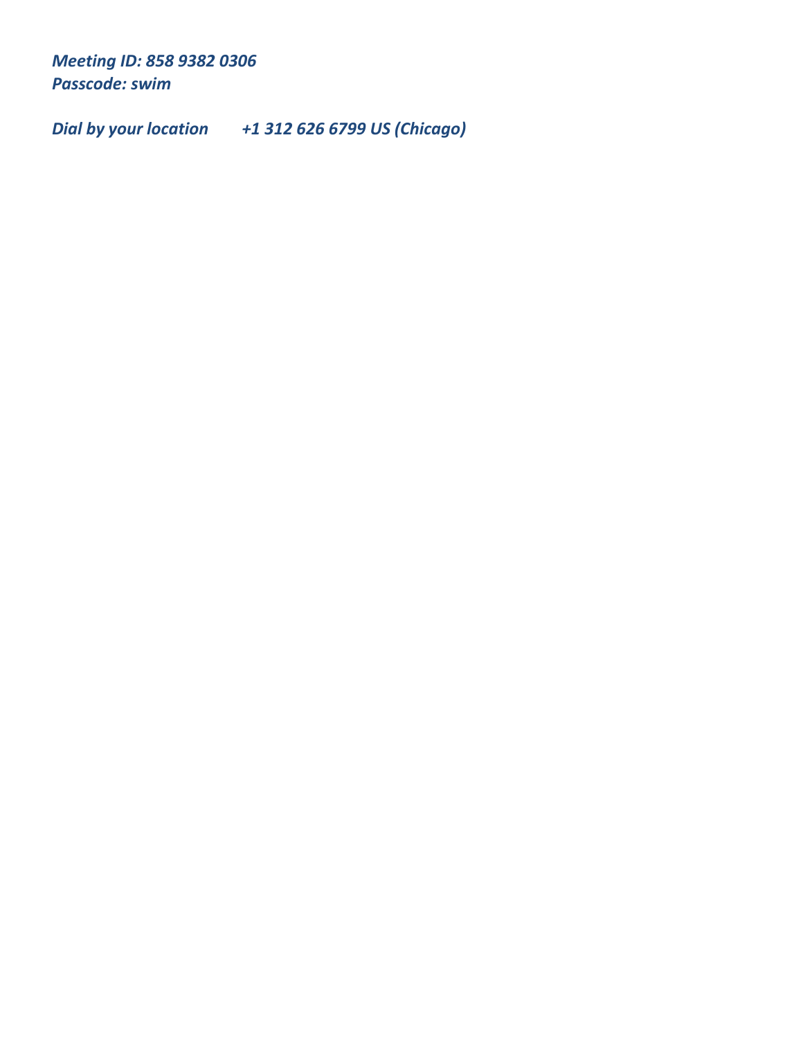***Meeting ID: 858 9382 0306***
***Passcode: swim***

***Dial by your location        +1 312 626 6799 US (Chicago)***